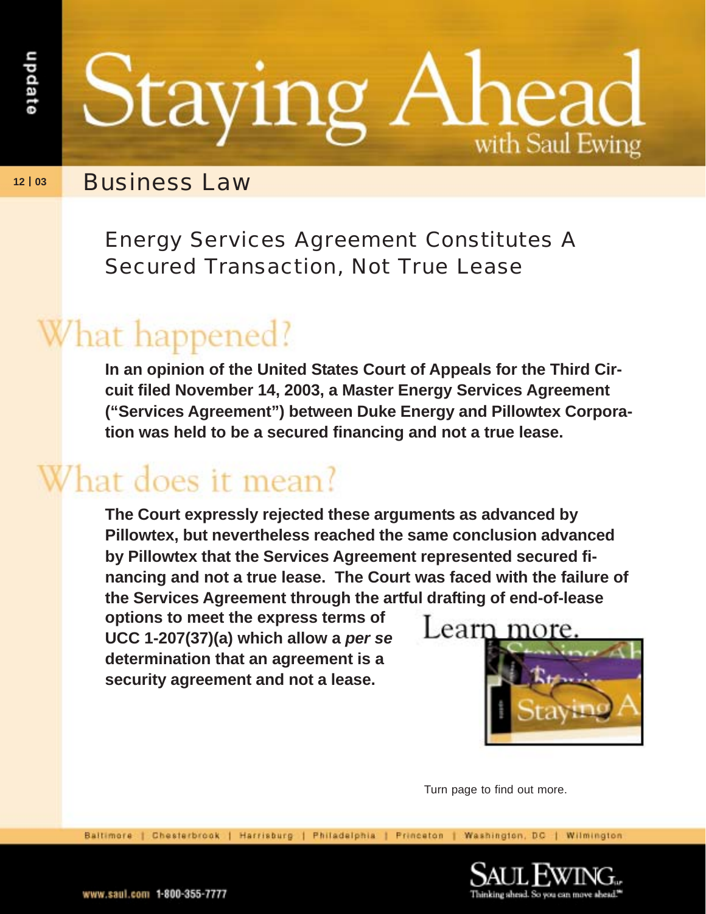# Staying Ahead

with Saul Ewing

update

12 | 03

## Business Law

### Energy Services Agreement Constitutes A Secured Transaction, Not True Lease

## What happened?

**In an opinion of the United States Court of Appeals for the Third Circuit filed November 14, 2003, a Master Energy Services Agreement ("Services Agreement") between Duke Energy and Pillowtex Corporation was held to be a secured financing and not a true lease.**

## What does it mean?

**The Court expressly rejected these arguments as advanced by Pillowtex, but nevertheless reached the same conclusion advanced by Pillowtex that the Services Agreement represented secured financing and not a true lease. The Court was faced with the failure of the Services Agreement through the artful drafting of end-of-lease options to meet the express terms of UCC 1-207(37)(a) which allow a *per se* determination that an agreement is a security agreement and not a lease.**

Learn more.

Turn page to find out more.

Baltimore | Chesterbrook | Harrisburg | Philadelphia | Princeton | Washington, DC | Wilmington

www.saul.com 1-800-355-7777

SAUL EWING LLP
Thinking ahead. So you can move ahead.℠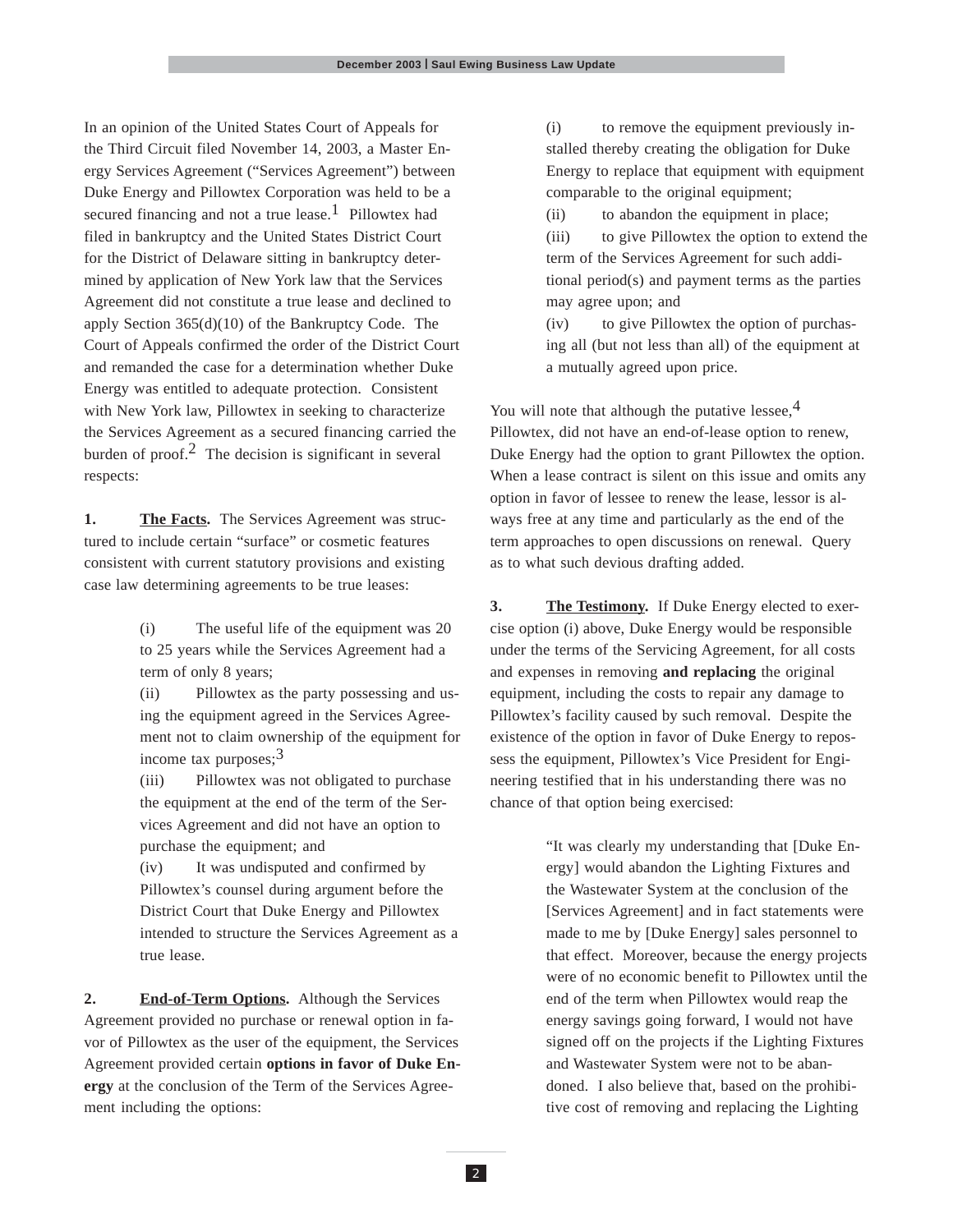In an opinion of the United States Court of Appeals for the Third Circuit filed November 14, 2003, a Master Energy Services Agreement ("Services Agreement") between Duke Energy and Pillowtex Corporation was held to be a secured financing and not a true lease.[1] Pillowtex had filed in bankruptcy and the United States District Court for the District of Delaware sitting in bankruptcy determined by application of New York law that the Services Agreement did not constitute a true lease and declined to apply Section 365(d)(10) of the Bankruptcy Code. The Court of Appeals confirmed the order of the District Court and remanded the case for a determination whether Duke Energy was entitled to adequate protection. Consistent with New York law, Pillowtex in seeking to characterize the Services Agreement as a secured financing carried the burden of proof.[2] The decision is significant in several respects:

**1. <u>The Facts</u>.** The Services Agreement was structured to include certain "surface" or cosmetic features consistent with current statutory provisions and existing case law determining agreements to be true leases:

> (i) The useful life of the equipment was 20 to 25 years while the Services Agreement had a term of only 8 years;
>
> (ii) Pillowtex as the party possessing and using the equipment agreed in the Services Agreement not to claim ownership of the equipment for income tax purposes;[3]
>
> (iii) Pillowtex was not obligated to purchase the equipment at the end of the term of the Services Agreement and did not have an option to purchase the equipment; and
>
> (iv) It was undisputed and confirmed by Pillowtex's counsel during argument before the District Court that Duke Energy and Pillowtex intended to structure the Services Agreement as a true lease.

**2. <u>End-of-Term Options</u>.** Although the Services Agreement provided no purchase or renewal option in favor of Pillowtex as the user of the equipment, the Services Agreement provided certain **options in favor of Duke Energy** at the conclusion of the Term of the Services Agreement including the options:

> (i) to remove the equipment previously installed thereby creating the obligation for Duke Energy to replace that equipment with equipment comparable to the original equipment;
>
> (ii) to abandon the equipment in place;
>
> (iii) to give Pillowtex the option to extend the term of the Services Agreement for such additional period(s) and payment terms as the parties may agree upon; and
>
> (iv) to give Pillowtex the option of purchasing all (but not less than all) of the equipment at a mutually agreed upon price.

You will note that although the putative lessee,[4] Pillowtex, did not have an end-of-lease option to renew, Duke Energy had the option to grant Pillowtex the option. When a lease contract is silent on this issue and omits any option in favor of lessee to renew the lease, lessor is always free at any time and particularly as the end of the term approaches to open discussions on renewal. Query as to what such devious drafting added.

**3. <u>The Testimony</u>.** If Duke Energy elected to exercise option (i) above, Duke Energy would be responsible under the terms of the Servicing Agreement, for all costs and expenses in removing **and replacing** the original equipment, including the costs to repair any damage to Pillowtex's facility caused by such removal. Despite the existence of the option in favor of Duke Energy to repossess the equipment, Pillowtex's Vice President for Engineering testified that in his understanding there was no chance of that option being exercised:

> "It was clearly my understanding that [Duke Energy] would abandon the Lighting Fixtures and the Wastewater System at the conclusion of the [Services Agreement] and in fact statements were made to me by [Duke Energy] sales personnel to that effect. Moreover, because the energy projects were of no economic benefit to Pillowtex until the end of the term when Pillowtex would reap the energy savings going forward, I would not have signed off on the projects if the Lighting Fixtures and Wastewater System were not to be abandoned. I also believe that, based on the prohibitive cost of removing and replacing the Lighting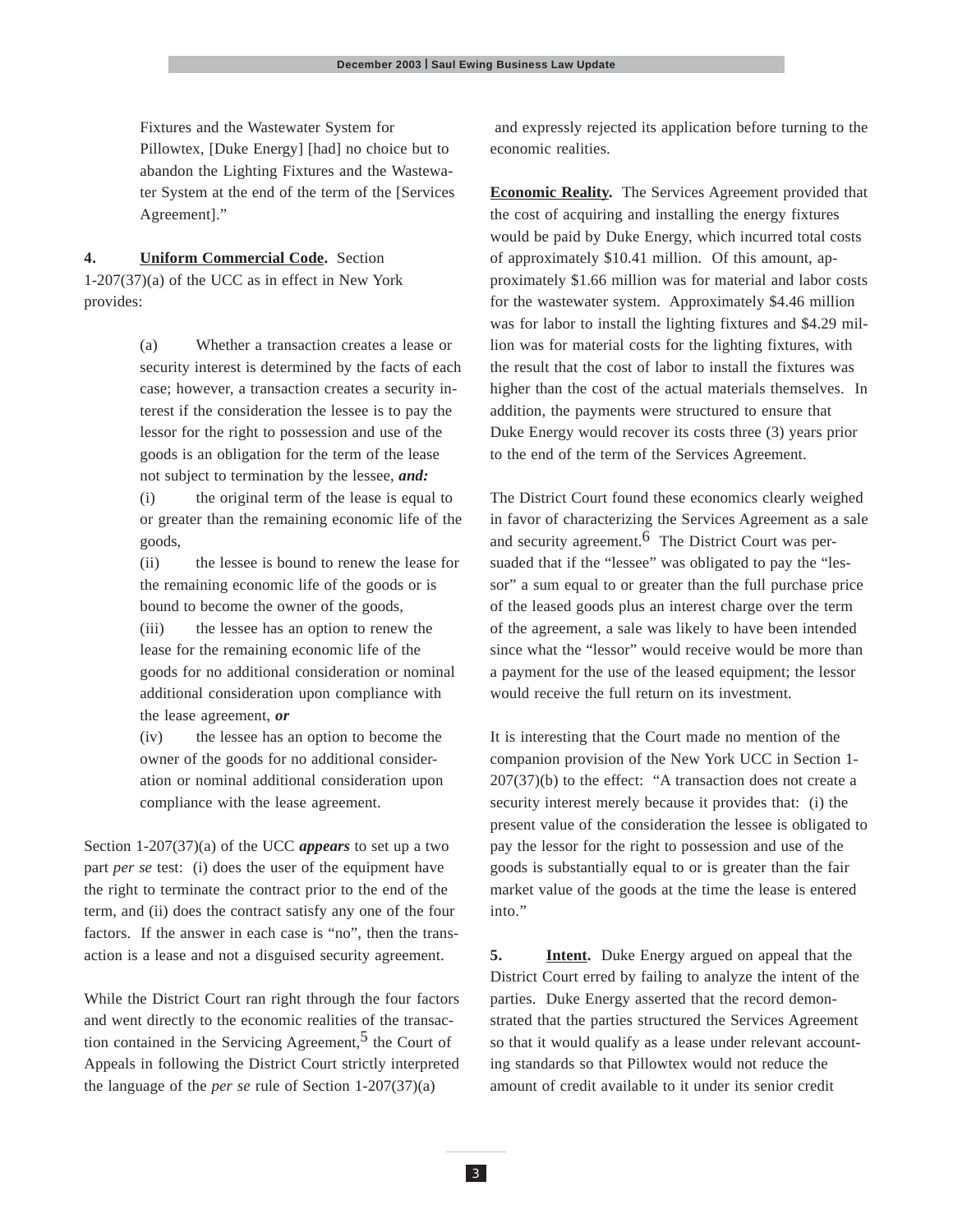Fixtures and the Wastewater System for Pillowtex, [Duke Energy] [had] no choice but to abandon the Lighting Fixtures and the Wastewater System at the end of the term of the [Services Agreement]."

**4. Uniform Commercial Code.** Section 1-207(37)(a) of the UCC as in effect in New York provides:

> (a) Whether a transaction creates a lease or security interest is determined by the facts of each case; however, a transaction creates a security interest if the consideration the lessee is to pay the lessor for the right to possession and use of the goods is an obligation for the term of the lease not subject to termination by the lessee, ***and:***
>
> (i) the original term of the lease is equal to or greater than the remaining economic life of the goods,
>
> (ii) the lessee is bound to renew the lease for the remaining economic life of the goods or is bound to become the owner of the goods,
>
> (iii) the lessee has an option to renew the lease for the remaining economic life of the goods for no additional consideration or nominal additional consideration upon compliance with the lease agreement, ***or***
>
> (iv) the lessee has an option to become the owner of the goods for no additional consideration or nominal additional consideration upon compliance with the lease agreement.

Section 1-207(37)(a) of the UCC ***appears*** to set up a two part *per se* test: (i) does the user of the equipment have the right to terminate the contract prior to the end of the term, and (ii) does the contract satisfy any one of the four factors. If the answer in each case is "no", then the transaction is a lease and not a disguised security agreement.

While the District Court ran right through the four factors and went directly to the economic realities of the transaction contained in the Servicing Agreement,[5] the Court of Appeals in following the District Court strictly interpreted the language of the *per se* rule of Section 1-207(37)(a) and expressly rejected its application before turning to the economic realities.

**Economic Reality.** The Services Agreement provided that the cost of acquiring and installing the energy fixtures would be paid by Duke Energy, which incurred total costs of approximately $10.41 million. Of this amount, approximately $1.66 million was for material and labor costs for the wastewater system. Approximately $4.46 million was for labor to install the lighting fixtures and $4.29 million was for material costs for the lighting fixtures, with the result that the cost of labor to install the fixtures was higher than the cost of the actual materials themselves. In addition, the payments were structured to ensure that Duke Energy would recover its costs three (3) years prior to the end of the term of the Services Agreement.

The District Court found these economics clearly weighed in favor of characterizing the Services Agreement as a sale and security agreement.[6] The District Court was persuaded that if the "lessee" was obligated to pay the "lessor" a sum equal to or greater than the full purchase price of the leased goods plus an interest charge over the term of the agreement, a sale was likely to have been intended since what the "lessor" would receive would be more than a payment for the use of the leased equipment; the lessor would receive the full return on its investment.

It is interesting that the Court made no mention of the companion provision of the New York UCC in Section 1-207(37)(b) to the effect: "A transaction does not create a security interest merely because it provides that: (i) the present value of the consideration the lessee is obligated to pay the lessor for the right to possession and use of the goods is substantially equal to or is greater than the fair market value of the goods at the time the lease is entered into."

**5. Intent.** Duke Energy argued on appeal that the District Court erred by failing to analyze the intent of the parties. Duke Energy asserted that the record demonstrated that the parties structured the Services Agreement so that it would qualify as a lease under relevant accounting standards so that Pillowtex would not reduce the amount of credit available to it under its senior credit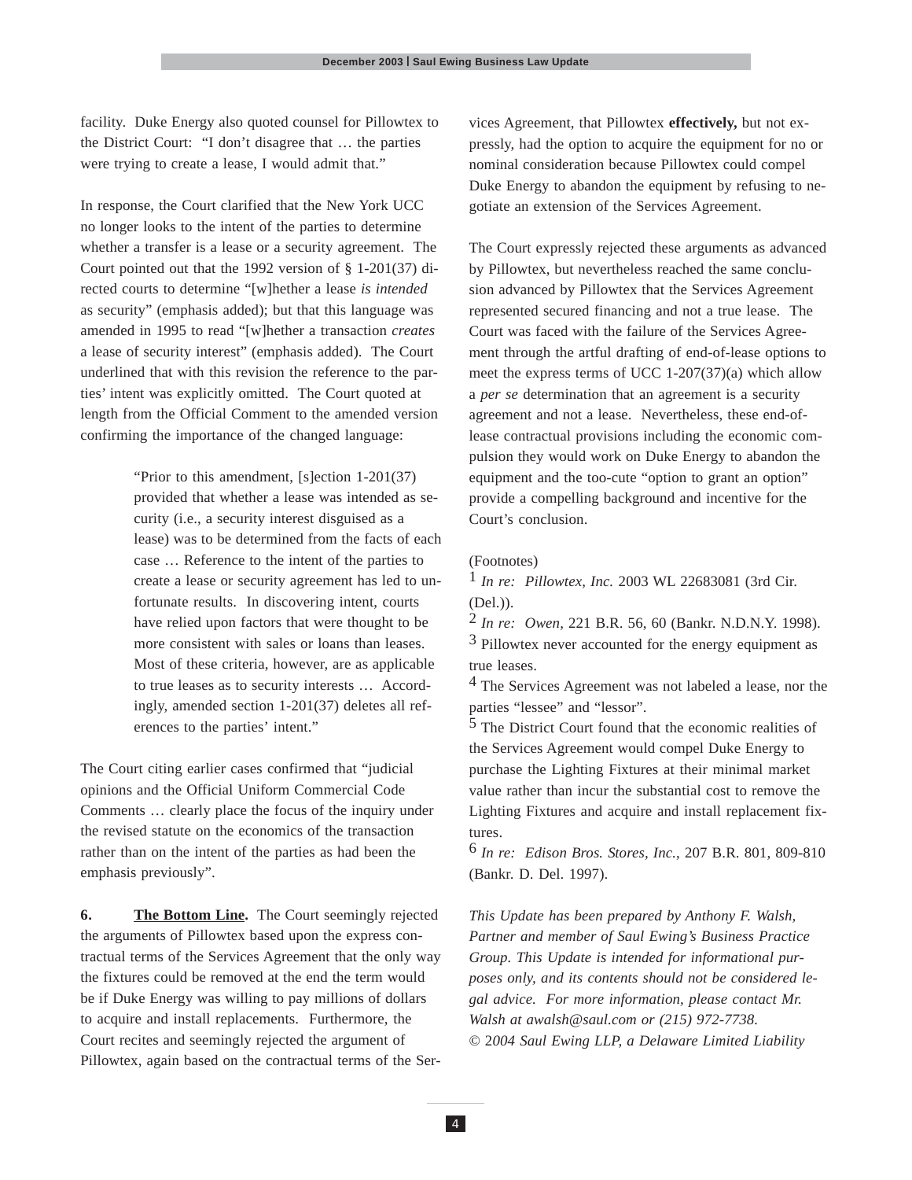facility. Duke Energy also quoted counsel for Pillowtex to the District Court: "I don't disagree that … the parties were trying to create a lease, I would admit that."

In response, the Court clarified that the New York UCC no longer looks to the intent of the parties to determine whether a transfer is a lease or a security agreement. The Court pointed out that the 1992 version of § 1-201(37) directed courts to determine "[w]hether a lease *is intended* as security" (emphasis added); but that this language was amended in 1995 to read "[w]hether a transaction *creates* a lease of security interest" (emphasis added). The Court underlined that with this revision the reference to the parties' intent was explicitly omitted. The Court quoted at length from the Official Comment to the amended version confirming the importance of the changed language:

> "Prior to this amendment, [s]ection 1-201(37) provided that whether a lease was intended as security (i.e., a security interest disguised as a lease) was to be determined from the facts of each case … Reference to the intent of the parties to create a lease or security agreement has led to unfortunate results. In discovering intent, courts have relied upon factors that were thought to be more consistent with sales or loans than leases. Most of these criteria, however, are as applicable to true leases as to security interests … Accordingly, amended section 1-201(37) deletes all references to the parties' intent."

The Court citing earlier cases confirmed that "judicial opinions and the Official Uniform Commercial Code Comments … clearly place the focus of the inquiry under the revised statute on the economics of the transaction rather than on the intent of the parties as had been the emphasis previously".

**6. <u>The Bottom Line</u>.** The Court seemingly rejected the arguments of Pillowtex based upon the express contractual terms of the Services Agreement that the only way the fixtures could be removed at the end the term would be if Duke Energy was willing to pay millions of dollars to acquire and install replacements. Furthermore, the Court recites and seemingly rejected the argument of Pillowtex, again based on the contractual terms of the Services Agreement, that Pillowtex **effectively,** but not expressly, had the option to acquire the equipment for no or nominal consideration because Pillowtex could compel Duke Energy to abandon the equipment by refusing to negotiate an extension of the Services Agreement.

The Court expressly rejected these arguments as advanced by Pillowtex, but nevertheless reached the same conclusion advanced by Pillowtex that the Services Agreement represented secured financing and not a true lease. The Court was faced with the failure of the Services Agreement through the artful drafting of end-of-lease options to meet the express terms of UCC 1-207(37)(a) which allow a *per se* determination that an agreement is a security agreement and not a lease. Nevertheless, these end-of-lease contractual provisions including the economic compulsion they would work on Duke Energy to abandon the equipment and the too-cute "option to grant an option" provide a compelling background and incentive for the Court's conclusion.

(Footnotes)

[1] *In re: Pillowtex, Inc.* 2003 WL 22683081 (3rd Cir. (Del.)).

[2] *In re: Owen*, 221 B.R. 56, 60 (Bankr. N.D.N.Y. 1998).

[3] Pillowtex never accounted for the energy equipment as true leases.

[4] The Services Agreement was not labeled a lease, nor the parties "lessee" and "lessor".

[5] The District Court found that the economic realities of the Services Agreement would compel Duke Energy to purchase the Lighting Fixtures at their minimal market value rather than incur the substantial cost to remove the Lighting Fixtures and acquire and install replacement fixtures.

[6] *In re: Edison Bros. Stores, Inc.*, 207 B.R. 801, 809-810 (Bankr. D. Del. 1997).

*This Update has been prepared by Anthony F. Walsh, Partner and member of Saul Ewing's Business Practice Group. This Update is intended for informational purposes only, and its contents should not be considered legal advice. For more information, please contact Mr. Walsh at awalsh@saul.com or (215) 972-7738.*
*© 2004 Saul Ewing LLP, a Delaware Limited Liability*